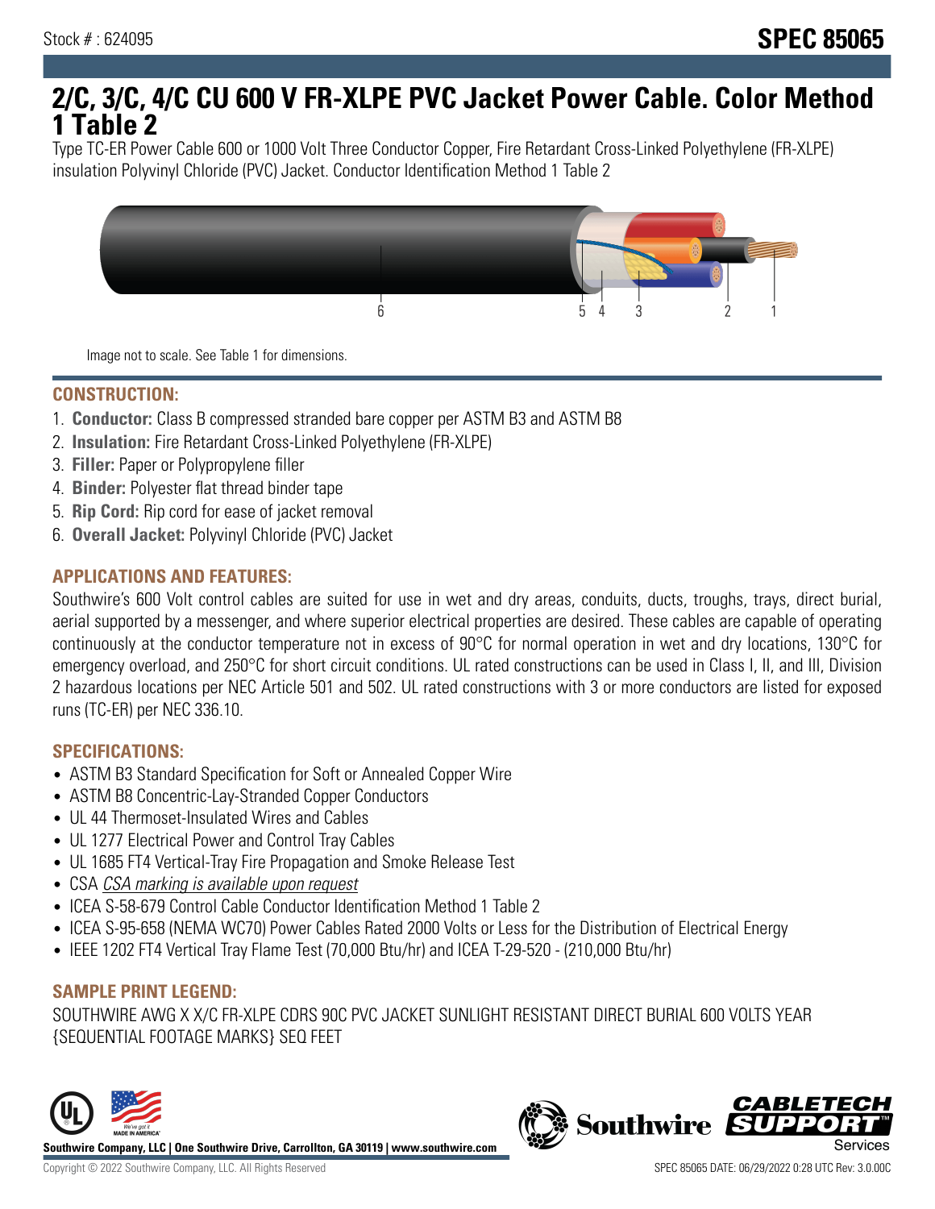Stock # : 624095

# SPEC 85065

# 2/C, 3/C, 4/C CU 600 V FR-XLPE PVC Jacket Power Cable. Color Method 1 Table 2

Type TC-ER Power Cable 600 or 1000 Volt Three Conductor Copper, Fire Retardant Cross-Linked Polyethylene (FR-XLPE) insulation Polyvinyl Chloride (PVC) Jacket. Conductor Identification Method 1 Table 2

Image not to scale. See Table 1 for dimensions.

## CONSTRUCTION:

1. **Conductor:** Class B compressed stranded bare copper per ASTM B3 and ASTM B8
2. **Insulation:** Fire Retardant Cross-Linked Polyethylene (FR-XLPE)
3. **Filler:** Paper or Polypropylene filler
4. **Binder:** Polyester flat thread binder tape
5. **Rip Cord:** Rip cord for ease of jacket removal
6. **Overall Jacket:** Polyvinyl Chloride (PVC) Jacket

## APPLICATIONS AND FEATURES:

Southwire's 600 Volt control cables are suited for use in wet and dry areas, conduits, ducts, troughs, trays, direct burial, aerial supported by a messenger, and where superior electrical properties are desired. These cables are capable of operating continuously at the conductor temperature not in excess of 90°C for normal operation in wet and dry locations, 130°C for emergency overload, and 250°C for short circuit conditions. UL rated constructions can be used in Class I, II, and III, Division 2 hazardous locations per NEC Article 501 and 502. UL rated constructions with 3 or more conductors are listed for exposed runs (TC-ER) per NEC 336.10.

## SPECIFICATIONS:

- ASTM B3 Standard Specification for Soft or Annealed Copper Wire
- ASTM B8 Concentric-Lay-Stranded Copper Conductors
- UL 44 Thermoset-Insulated Wires and Cables
- UL 1277 Electrical Power and Control Tray Cables
- UL 1685 FT4 Vertical-Tray Fire Propagation and Smoke Release Test
- CSA *CSA marking is available upon request*
- ICEA S-58-679 Control Cable Conductor Identification Method 1 Table 2
- ICEA S-95-658 (NEMA WC70) Power Cables Rated 2000 Volts or Less for the Distribution of Electrical Energy
- IEEE 1202 FT4 Vertical Tray Flame Test (70,000 Btu/hr) and ICEA T-29-520 - (210,000 Btu/hr)

## SAMPLE PRINT LEGEND:

SOUTHWIRE AWG X X/C FR-XLPE CDRS 90C PVC JACKET SUNLIGHT RESISTANT DIRECT BURIAL 600 VOLTS YEAR {SEQUENTIAL FOOTAGE MARKS} SEQ FEET

**Southwire Company, LLC | One Southwire Drive, Carrollton, GA 30119 | www.southwire.com**

Copyright © 2022 Southwire Company, LLC. All Rights Reserved

SPEC 85065 DATE: 06/29/2022 0:28 UTC Rev: 3.0.00C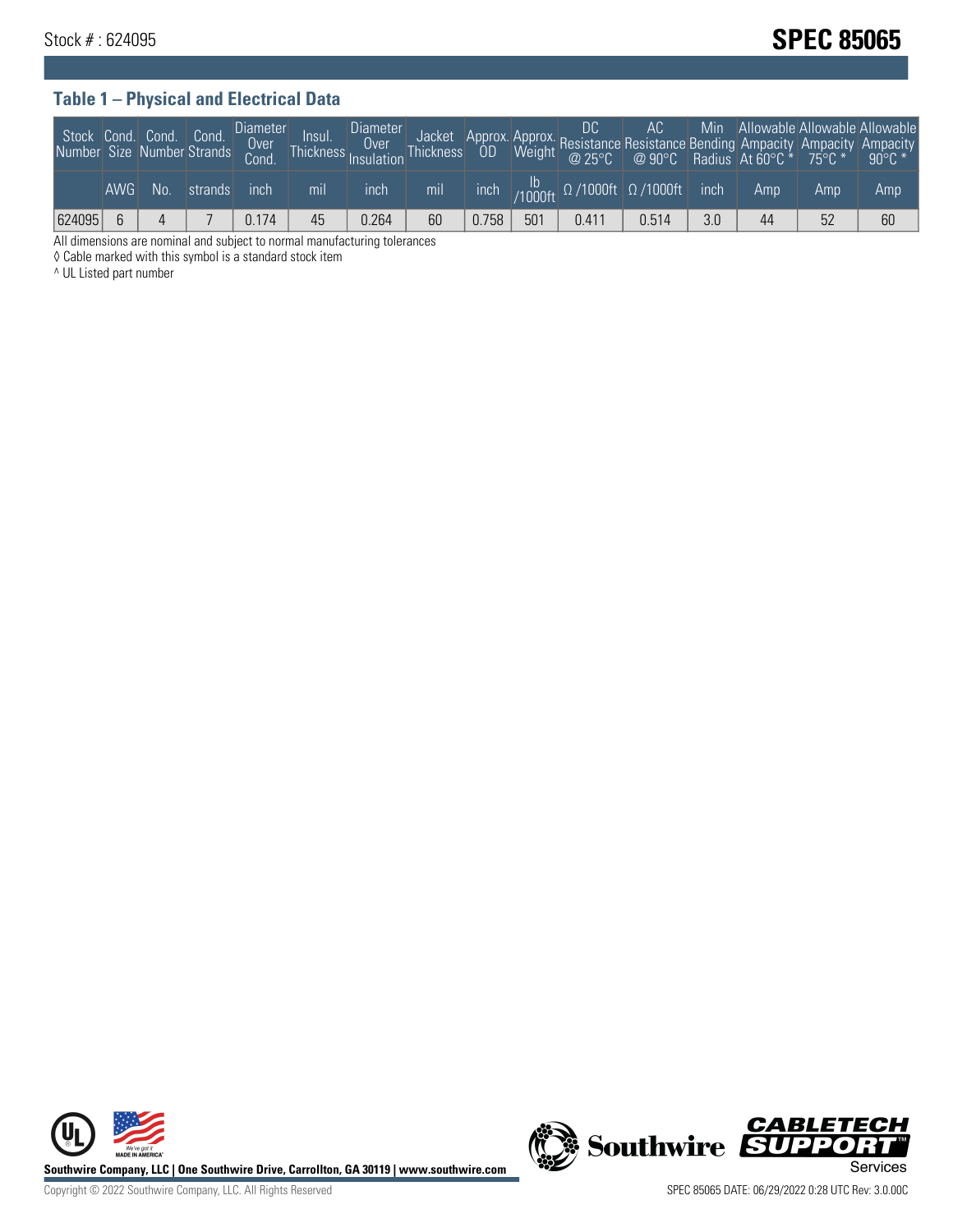## Table 1 – Physical and Electrical Data

| Stock Number | Cond. Size | Cond. Number | Cond. Strands | Diameter Over Cond. | Insul. Thickness | Diameter Over Insulation | Jacket Thickness | Approx. OD | Approx. Weight | DC Resistance @ 25°C | AC Resistance @ 90°C | Min Bending Radius | Allowable Ampacity At 60°C * | Allowable Ampacity 75°C * | Allowable Ampacity 90°C * |
|---|---|---|---|---|---|---|---|---|---|---|---|---|---|---|---|
| | AWG | No. | strands | inch | mil | inch | mil | inch | lb /1000ft | Ω /1000ft | Ω /1000ft | inch | Amp | Amp | Amp |
| 624095 | 6 | 4 | 7 | 0.174 | 45 | 0.264 | 60 | 0.758 | 501 | 0.411 | 0.514 | 3.0 | 44 | 52 | 60 |

All dimensions are nominal and subject to normal manufacturing tolerances

◊ Cable marked with this symbol is a standard stock item

^ UL Listed part number

Southwire Company, LLC | One Southwire Drive, Carrollton, GA 30119 | www.southwire.com

Copyright © 2022 Southwire Company, LLC. All Rights Reserved

SPEC 85065 DATE: 06/29/2022 0:28 UTC Rev: 3.0.00C